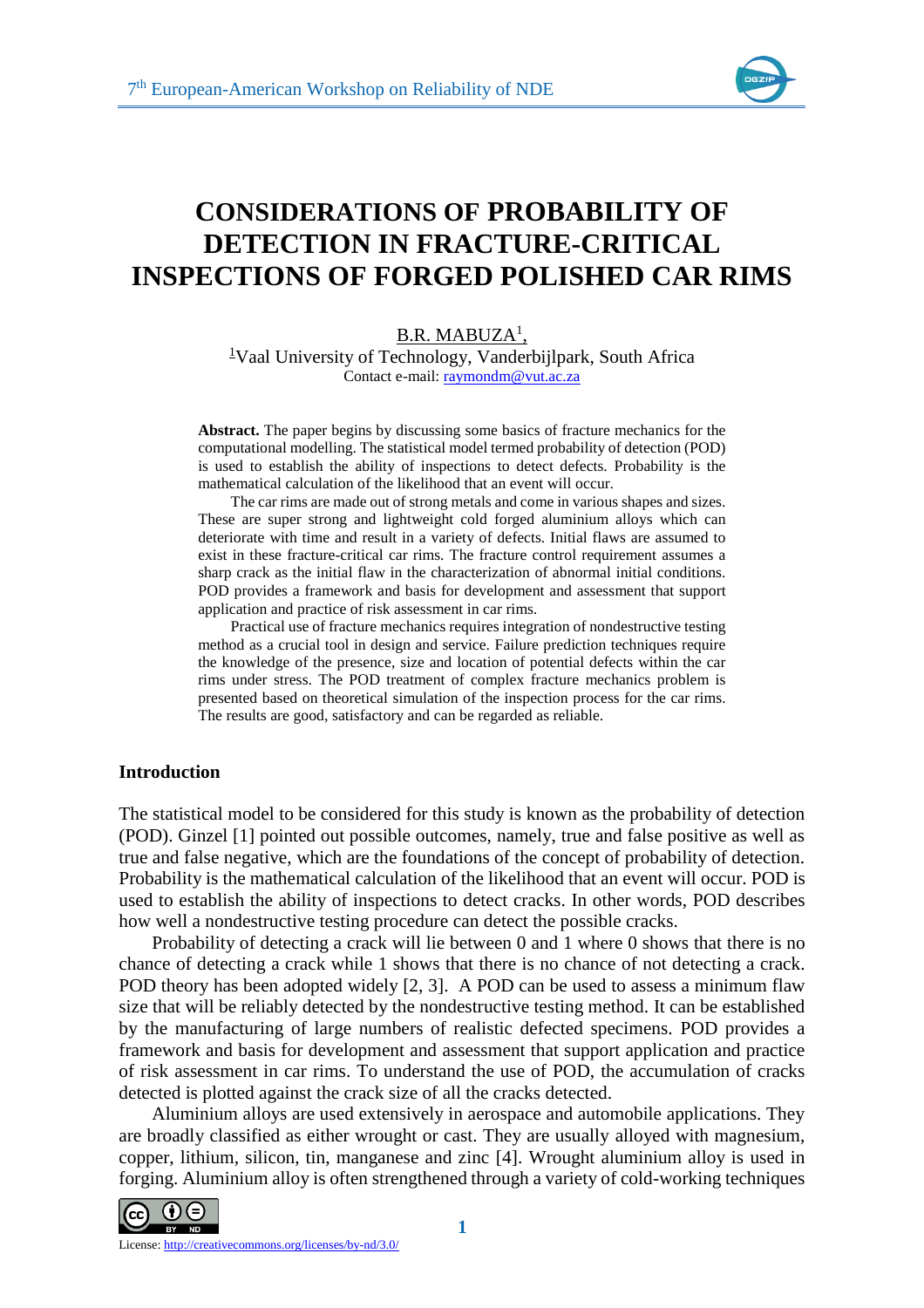# CONSIDERATIONS OF PROBABILITY OF DETECTION IN FRACTURE-CRITICAL INSPECTIONS OF FORGED POLISHED CAR RIMS

B.R. MABUZA[1],

[1]Vaal University of Technology, Vanderbijlpark, South Africa

Contact e-mail: raymondm@vut.ac.za

**Abstract.** The paper begins by discussing some basics of fracture mechanics for the computational modelling. The statistical model termed probability of detection (POD) is used to establish the ability of inspections to detect defects. Probability is the mathematical calculation of the likelihood that an event will occur.

The car rims are made out of strong metals and come in various shapes and sizes. These are super strong and lightweight cold forged aluminium alloys which can deteriorate with time and result in a variety of defects. Initial flaws are assumed to exist in these fracture-critical car rims. The fracture control requirement assumes a sharp crack as the initial flaw in the characterization of abnormal initial conditions. POD provides a framework and basis for development and assessment that support application and practice of risk assessment in car rims.

Practical use of fracture mechanics requires integration of nondestructive testing method as a crucial tool in design and service. Failure prediction techniques require the knowledge of the presence, size and location of potential defects within the car rims under stress. The POD treatment of complex fracture mechanics problem is presented based on theoretical simulation of the inspection process for the car rims. The results are good, satisfactory and can be regarded as reliable.

## Introduction

The statistical model to be considered for this study is known as the probability of detection (POD). Ginzel [1] pointed out possible outcomes, namely, true and false positive as well as true and false negative, which are the foundations of the concept of probability of detection. Probability is the mathematical calculation of the likelihood that an event will occur. POD is used to establish the ability of inspections to detect cracks. In other words, POD describes how well a nondestructive testing procedure can detect the possible cracks.

Probability of detecting a crack will lie between 0 and 1 where 0 shows that there is no chance of detecting a crack while 1 shows that there is no chance of not detecting a crack. POD theory has been adopted widely [2, 3]. A POD can be used to assess a minimum flaw size that will be reliably detected by the nondestructive testing method. It can be established by the manufacturing of large numbers of realistic defected specimens. POD provides a framework and basis for development and assessment that support application and practice of risk assessment in car rims. To understand the use of POD, the accumulation of cracks detected is plotted against the crack size of all the cracks detected.

Aluminium alloys are used extensively in aerospace and automobile applications. They are broadly classified as either wrought or cast. They are usually alloyed with magnesium, copper, lithium, silicon, tin, manganese and zinc [4]. Wrought aluminium alloy is used in forging. Aluminium alloy is often strengthened through a variety of cold-working techniques

License: http://creativecommons.org/licenses/by-nd/3.0/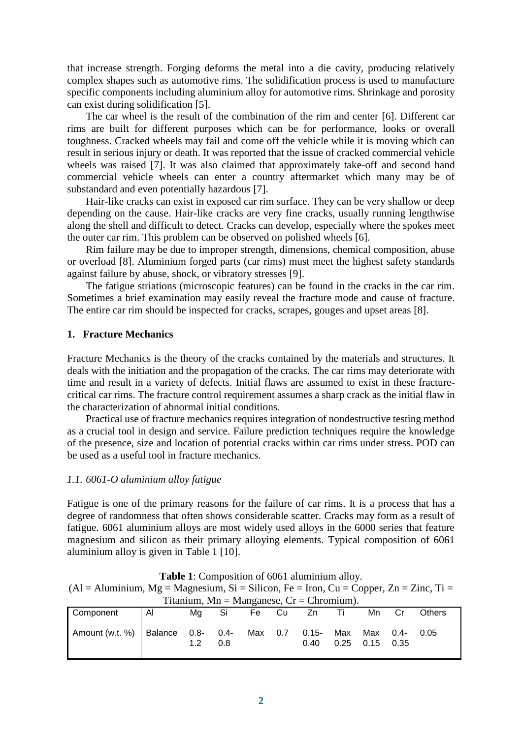that increase strength. Forging deforms the metal into a die cavity, producing relatively complex shapes such as automotive rims. The solidification process is used to manufacture specific components including aluminium alloy for automotive rims. Shrinkage and porosity can exist during solidification [5].

The car wheel is the result of the combination of the rim and center [6]. Different car rims are built for different purposes which can be for performance, looks or overall toughness. Cracked wheels may fail and come off the vehicle while it is moving which can result in serious injury or death. It was reported that the issue of cracked commercial vehicle wheels was raised [7]. It was also claimed that approximately take-off and second hand commercial vehicle wheels can enter a country aftermarket which many may be of substandard and even potentially hazardous [7].

Hair-like cracks can exist in exposed car rim surface. They can be very shallow or deep depending on the cause. Hair-like cracks are very fine cracks, usually running lengthwise along the shell and difficult to detect. Cracks can develop, especially where the spokes meet the outer car rim. This problem can be observed on polished wheels [6].

Rim failure may be due to improper strength, dimensions, chemical composition, abuse or overload [8]. Aluminium forged parts (car rims) must meet the highest safety standards against failure by abuse, shock, or vibratory stresses [9].

The fatigue striations (microscopic features) can be found in the cracks in the car rim. Sometimes a brief examination may easily reveal the fracture mode and cause of fracture. The entire car rim should be inspected for cracks, scrapes, gouges and upset areas [8].

## 1. Fracture Mechanics

Fracture Mechanics is the theory of the cracks contained by the materials and structures. It deals with the initiation and the propagation of the cracks. The car rims may deteriorate with time and result in a variety of defects. Initial flaws are assumed to exist in these fracture-critical car rims. The fracture control requirement assumes a sharp crack as the initial flaw in the characterization of abnormal initial conditions.

Practical use of fracture mechanics requires integration of nondestructive testing method as a crucial tool in design and service. Failure prediction techniques require the knowledge of the presence, size and location of potential cracks within car rims under stress. POD can be used as a useful tool in fracture mechanics.

### *1.1. 6061-O aluminium alloy fatigue*

Fatigue is one of the primary reasons for the failure of car rims. It is a process that has a degree of randomness that often shows considerable scatter. Cracks may form as a result of fatigue. 6061 aluminium alloys are most widely used alloys in the 6000 series that feature magnesium and silicon as their primary alloying elements. Typical composition of 6061 aluminium alloy is given in Table 1 [10].

**Table 1**: Composition of 6061 aluminium alloy.
(Al = Aluminium, Mg = Magnesium, Si = Silicon, Fe = Iron, Cu = Copper, Zn = Zinc, Ti = Titanium, Mn = Manganese, Cr = Chromium).

| Component | Al | Mg | Si | Fe | Cu | Zn | Ti | Mn | Cr | Others |
|---|---|---|---|---|---|---|---|---|---|---|
| Amount (w.t. %) | Balance | 0.8-1.2 | 0.4-0.8 | Max | 0.7 | 0.15-0.40 | Max 0.25 | Max 0.15 | 0.4-0.35 | 0.05 |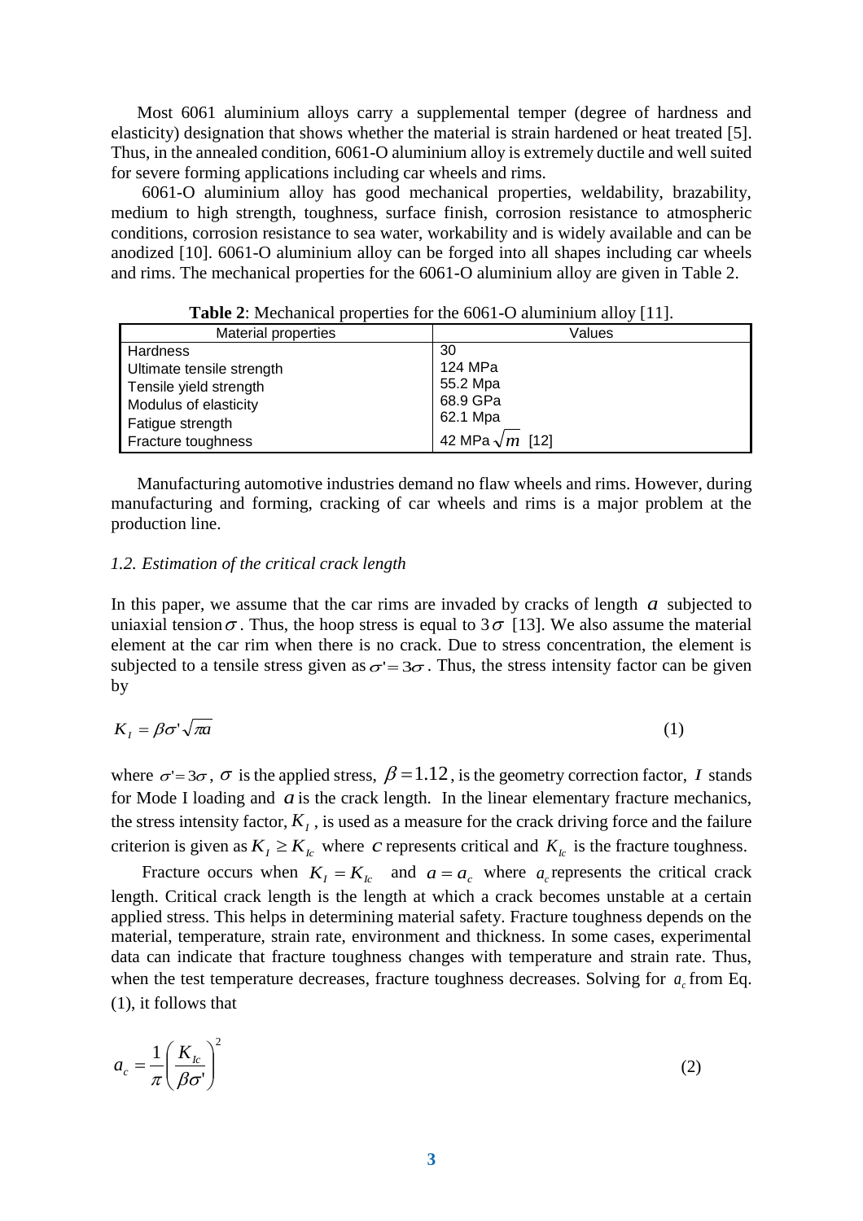Most 6061 aluminium alloys carry a supplemental temper (degree of hardness and elasticity) designation that shows whether the material is strain hardened or heat treated [5]. Thus, in the annealed condition, 6061-O aluminium alloy is extremely ductile and well suited for severe forming applications including car wheels and rims.

6061-O aluminium alloy has good mechanical properties, weldability, brazability, medium to high strength, toughness, surface finish, corrosion resistance to atmospheric conditions, corrosion resistance to sea water, workability and is widely available and can be anodized [10]. 6061-O aluminium alloy can be forged into all shapes including car wheels and rims. The mechanical properties for the 6061-O aluminium alloy are given in Table 2.

**Table 2**: Mechanical properties for the 6061-O aluminium alloy [11].

| Material properties | Values |
|---|---|
| Hardness | 30 |
| Ultimate tensile strength | 124 MPa |
| Tensile yield strength | 55.2 Mpa |
| Modulus of elasticity | 68.9 GPa |
| Fatigue strength | 62.1 Mpa |
| Fracture toughness | 42 MPa $\sqrt{m}$ [12] |

Manufacturing automotive industries demand no flaw wheels and rims. However, during manufacturing and forming, cracking of car wheels and rims is a major problem at the production line.

### *1.2. Estimation of the critical crack length*

In this paper, we assume that the car rims are invaded by cracks of length $a$ subjected to uniaxial tension $\sigma$. Thus, the hoop stress is equal to $3\sigma$ [13]. We also assume the material element at the car rim when there is no crack. Due to stress concentration, the element is subjected to a tensile stress given as $\sigma' = 3\sigma$. Thus, the stress intensity factor can be given by

$$K_I = \beta \sigma' \sqrt{\pi a} \tag{1}$$

where $\sigma' = 3\sigma$, $\sigma$ is the applied stress, $\beta = 1.12$, is the geometry correction factor, $I$ stands for Mode I loading and $a$ is the crack length. In the linear elementary fracture mechanics, the stress intensity factor, $K_I$, is used as a measure for the crack driving force and the failure criterion is given as $K_I \geq K_{Ic}$ where $c$ represents critical and $K_{Ic}$ is the fracture toughness.

Fracture occurs when $K_I = K_{Ic}$ and $a = a_c$ where $a_c$ represents the critical crack length. Critical crack length is the length at which a crack becomes unstable at a certain applied stress. This helps in determining material safety. Fracture toughness depends on the material, temperature, strain rate, environment and thickness. In some cases, experimental data can indicate that fracture toughness changes with temperature and strain rate. Thus, when the test temperature decreases, fracture toughness decreases. Solving for $a_c$ from Eq. (1), it follows that

$$a_c = \frac{1}{\pi} \left( \frac{K_{Ic}}{\beta \sigma'} \right)^2 \tag{2}$$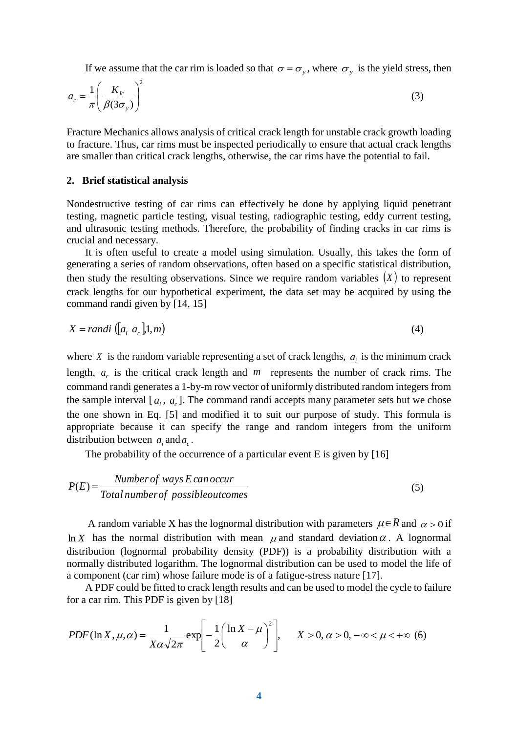If we assume that the car rim is loaded so that $\sigma = \sigma_y$, where $\sigma_y$ is the yield stress, then

$$a_c = \frac{1}{\pi}\left(\frac{K_{Ic}}{\beta(3\sigma_y)}\right)^2 \tag{3}$$

Fracture Mechanics allows analysis of critical crack length for unstable crack growth loading to fracture. Thus, car rims must be inspected periodically to ensure that actual crack lengths are smaller than critical crack lengths, otherwise, the car rims have the potential to fail.

## 2. Brief statistical analysis

Nondestructive testing of car rims can effectively be done by applying liquid penetrant testing, magnetic particle testing, visual testing, radiographic testing, eddy current testing, and ultrasonic testing methods. Therefore, the probability of finding cracks in car rims is crucial and necessary.

It is often useful to create a model using simulation. Usually, this takes the form of generating a series of random observations, often based on a specific statistical distribution, then study the resulting observations. Since we require random variables $(X)$ to represent crack lengths for our hypothetical experiment, the data set may be acquired by using the command randi given by [14, 15]

$$X = randi\ ([a_i\ a_c], 1, m) \tag{4}$$

where $X$ is the random variable representing a set of crack lengths, $a_i$ is the minimum crack length, $a_c$ is the critical crack length and $m$ represents the number of crack rims. The command randi generates a 1-by-m row vector of uniformly distributed random integers from the sample interval [$a_i$, $a_c$]. The command randi accepts many parameter sets but we chose the one shown in Eq. [5] and modified it to suit our purpose of study. This formula is appropriate because it can specify the range and random integers from the uniform distribution between $a_i$ and $a_c$.

The probability of the occurrence of a particular event E is given by [16]

$$P(E) = \frac{Number\ of\ ways\ E\ can\ occur}{Total\ number\ of\ possible\ outcomes} \tag{5}$$

A random variable X has the lognormal distribution with parameters $\mu \in R$ and $\alpha > 0$ if $\ln X$ has the normal distribution with mean $\mu$ and standard deviation $\alpha$. A lognormal distribution (lognormal probability density (PDF)) is a probability distribution with a normally distributed logarithm. The lognormal distribution can be used to model the life of a component (car rim) whose failure mode is of a fatigue-stress nature [17].

A PDF could be fitted to crack length results and can be used to model the cycle to failure for a car rim. This PDF is given by [18]

$$PDF(\ln X, \mu, \alpha) = \frac{1}{X\alpha\sqrt{2\pi}} \exp\left[-\frac{1}{2}\left(\frac{\ln X - \mu}{\alpha}\right)^2\right], \quad X > 0, \alpha > 0, -\infty < \mu < +\infty \tag{6}$$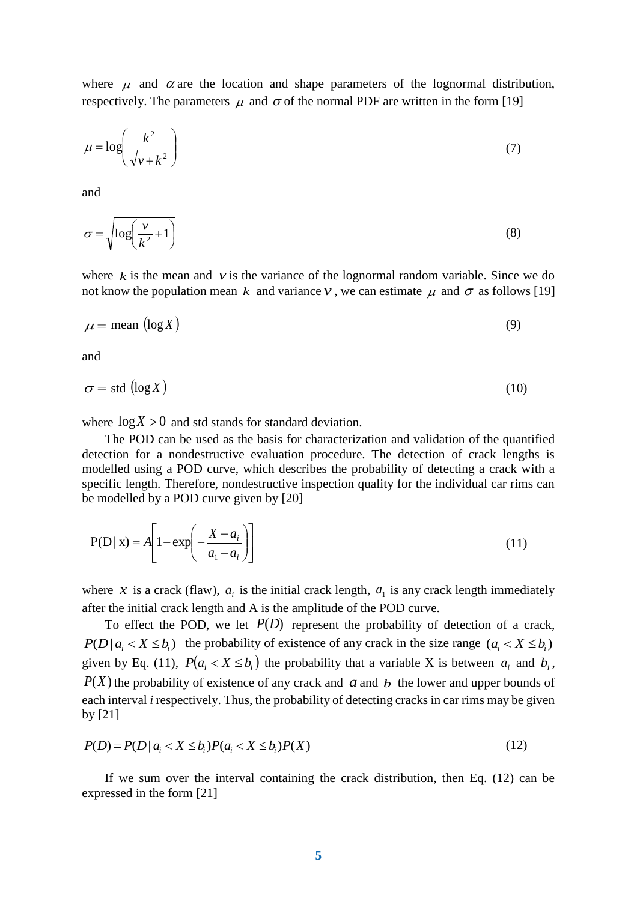where $\mu$ and $\alpha$ are the location and shape parameters of the lognormal distribution, respectively. The parameters $\mu$ and $\sigma$ of the normal PDF are written in the form [19]

$$\mu = \log\left(\frac{k^2}{\sqrt{v+k^2}}\right) \tag{7}$$

and

$$\sigma = \sqrt{\log\left(\frac{v}{k^2}+1\right)} \tag{8}$$

where $k$ is the mean and $v$ is the variance of the lognormal random variable. Since we do not know the population mean $k$ and variance $v$, we can estimate $\mu$ and $\sigma$ as follows [19]

$$\mu = \text{mean }(\log X) \tag{9}$$

and

$$\sigma = \text{std }(\log X) \tag{10}$$

where $\log X > 0$ and std stands for standard deviation.

The POD can be used as the basis for characterization and validation of the quantified detection for a nondestructive evaluation procedure. The detection of crack lengths is modelled using a POD curve, which describes the probability of detecting a crack with a specific length. Therefore, nondestructive inspection quality for the individual car rims can be modelled by a POD curve given by [20]

$$\text{P(D | x)} = A\left[1-\exp\left(-\frac{X-a_i}{a_1-a_i}\right)\right] \tag{11}$$

where $x$ is a crack (flaw), $a_i$ is the initial crack length, $a_1$ is any crack length immediately after the initial crack length and A is the amplitude of the POD curve.

To effect the POD, we let $P(D)$ represent the probability of detection of a crack, $P(D \mid a_i < X \leq b_i)$ the probability of existence of any crack in the size range $(a_i < X \leq b_i)$ given by Eq. (11), $P(a_i < X \leq b_i)$ the probability that a variable X is between $a_i$ and $b_i$, $P(X)$ the probability of existence of any crack and $a$ and $b$ the lower and upper bounds of each interval *i* respectively. Thus, the probability of detecting cracks in car rims may be given by [21]

$$P(D) = P(D \mid a_i < X \leq b_i)P(a_i < X \leq b_i)P(X) \tag{12}$$

If we sum over the interval containing the crack distribution, then Eq. (12) can be expressed in the form [21]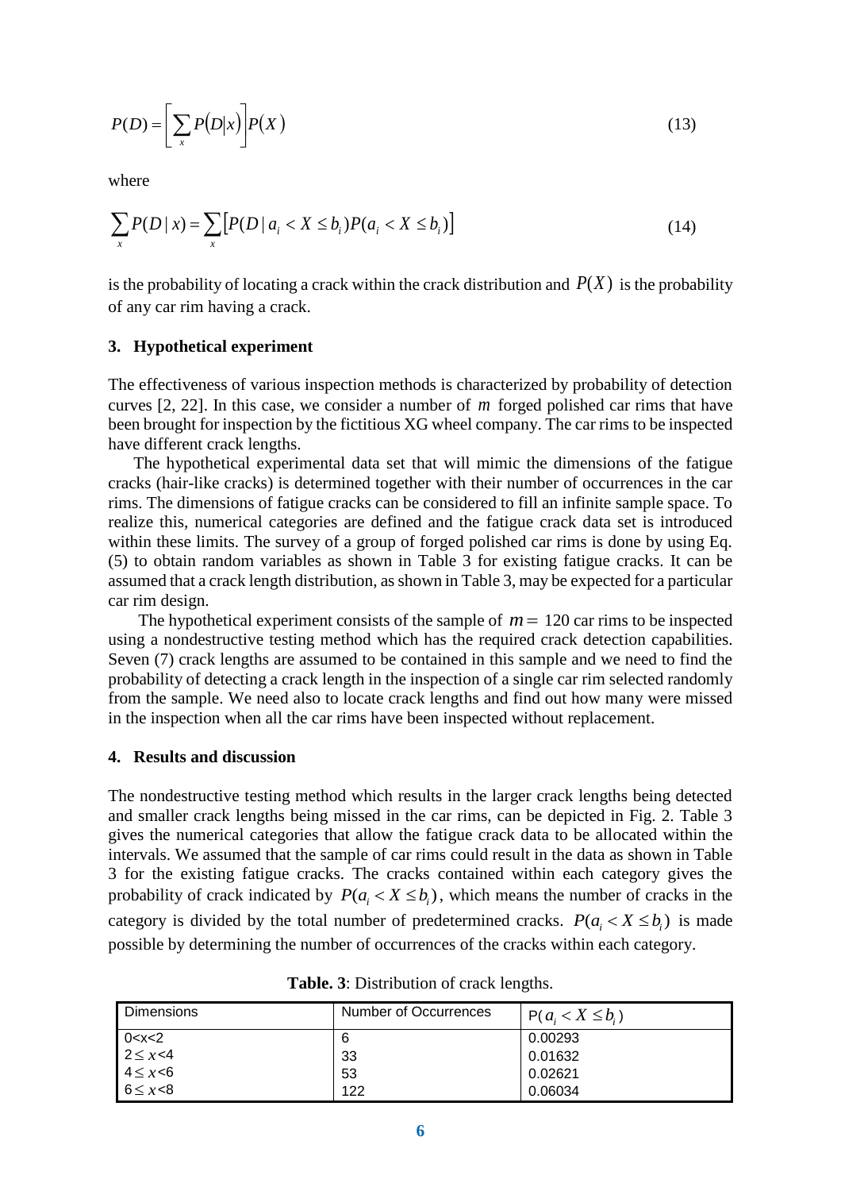$$P(D) = \left[ \sum_{x} P(D|x) \right] P(X) \tag{13}$$

where

$$\sum_{x} P(D \mid x) = \sum_{x} \left[ P(D \mid a_i < X \le b_i) P(a_i < X \le b_i) \right] \tag{14}$$

is the probability of locating a crack within the crack distribution and $P(X)$ is the probability of any car rim having a crack.

## 3. Hypothetical experiment

The effectiveness of various inspection methods is characterized by probability of detection curves [2, 22]. In this case, we consider a number of $m$ forged polished car rims that have been brought for inspection by the fictitious XG wheel company. The car rims to be inspected have different crack lengths.

The hypothetical experimental data set that will mimic the dimensions of the fatigue cracks (hair-like cracks) is determined together with their number of occurrences in the car rims. The dimensions of fatigue cracks can be considered to fill an infinite sample space. To realize this, numerical categories are defined and the fatigue crack data set is introduced within these limits. The survey of a group of forged polished car rims is done by using Eq. (5) to obtain random variables as shown in Table 3 for existing fatigue cracks. It can be assumed that a crack length distribution, as shown in Table 3, may be expected for a particular car rim design.

The hypothetical experiment consists of the sample of $m = 120$ car rims to be inspected using a nondestructive testing method which has the required crack detection capabilities. Seven (7) crack lengths are assumed to be contained in this sample and we need to find the probability of detecting a crack length in the inspection of a single car rim selected randomly from the sample. We need also to locate crack lengths and find out how many were missed in the inspection when all the car rims have been inspected without replacement.

## 4. Results and discussion

The nondestructive testing method which results in the larger crack lengths being detected and smaller crack lengths being missed in the car rims, can be depicted in Fig. 2. Table 3 gives the numerical categories that allow the fatigue crack data to be allocated within the intervals. We assumed that the sample of car rims could result in the data as shown in Table 3 for the existing fatigue cracks. The cracks contained within each category gives the probability of crack indicated by $P(a_i < X \le b_i)$, which means the number of cracks in the category is divided by the total number of predetermined cracks. $P(a_i < X \le b_i)$ is made possible by determining the number of occurrences of the cracks within each category.

**Table. 3**: Distribution of crack lengths.

| Dimensions | Number of Occurrences | $P(a_i < X \le b_i)$ |
|---|---|---|
| $0<x<2$ | 6 | 0.00293 |
| $2 \le x<4$ | 33 | 0.01632 |
| $4 \le x<6$ | 53 | 0.02621 |
| $6 \le x<8$ | 122 | 0.06034 |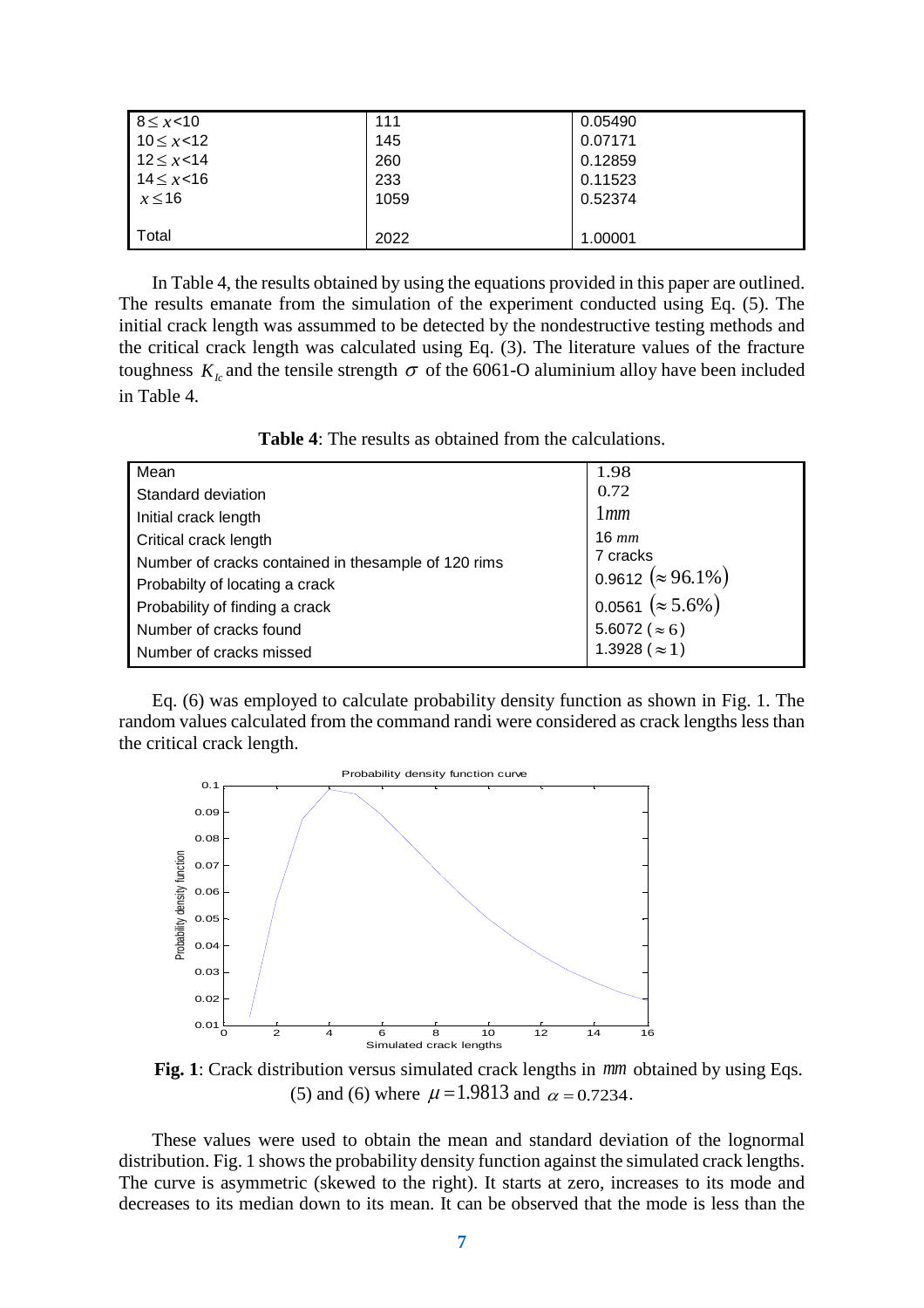| $8 \le x < 10$ | 111 | 0.05490 |
|---|---|---|
| $10 \le x < 12$ | 145 | 0.07171 |
| $12 \le x < 14$ | 260 | 0.12859 |
| $14 \le x < 16$ | 233 | 0.11523 |
| $x \le 16$ | 1059 | 0.52374 |
| Total | 2022 | 1.00001 |

In Table 4, the results obtained by using the equations provided in this paper are outlined. The results emanate from the simulation of the experiment conducted using Eq. (5). The initial crack length was assummed to be detected by the nondestructive testing methods and the critical crack length was calculated using Eq. (3). The literature values of the fracture toughness $K_{Ic}$ and the tensile strength $\sigma$ of the 6061-O aluminium alloy have been included in Table 4.

**Table 4**: The results as obtained from the calculations.

| | |
|---|---|
| Mean | 1.98 |
| Standard deviation | 0.72 |
| Initial crack length | $1mm$ |
| Critical crack length | 16 $mm$ |
| Number of cracks contained in thesample of 120 rims | 7 cracks |
| Probabilty of locating a crack | 0.9612 $(\approx 96.1\%)$ |
| Probability of finding a crack | 0.0561 $(\approx 5.6\%)$ |
| Number of cracks found | 5.6072 ($\approx 6$) |
| Number of cracks missed | 1.3928 ($\approx 1$) |

Eq. (6) was employed to calculate probability density function as shown in Fig. 1. The random values calculated from the command randi were considered as crack lengths less than the critical crack length.

**Fig. 1**: Crack distribution versus simulated crack lengths in $mm$ obtained by using Eqs. (5) and (6) where $\mu = 1.9813$ and $\alpha = 0.7234$.

These values were used to obtain the mean and standard deviation of the lognormal distribution. Fig. 1 shows the probability density function against the simulated crack lengths. The curve is asymmetric (skewed to the right). It starts at zero, increases to its mode and decreases to its median down to its mean. It can be observed that the mode is less than the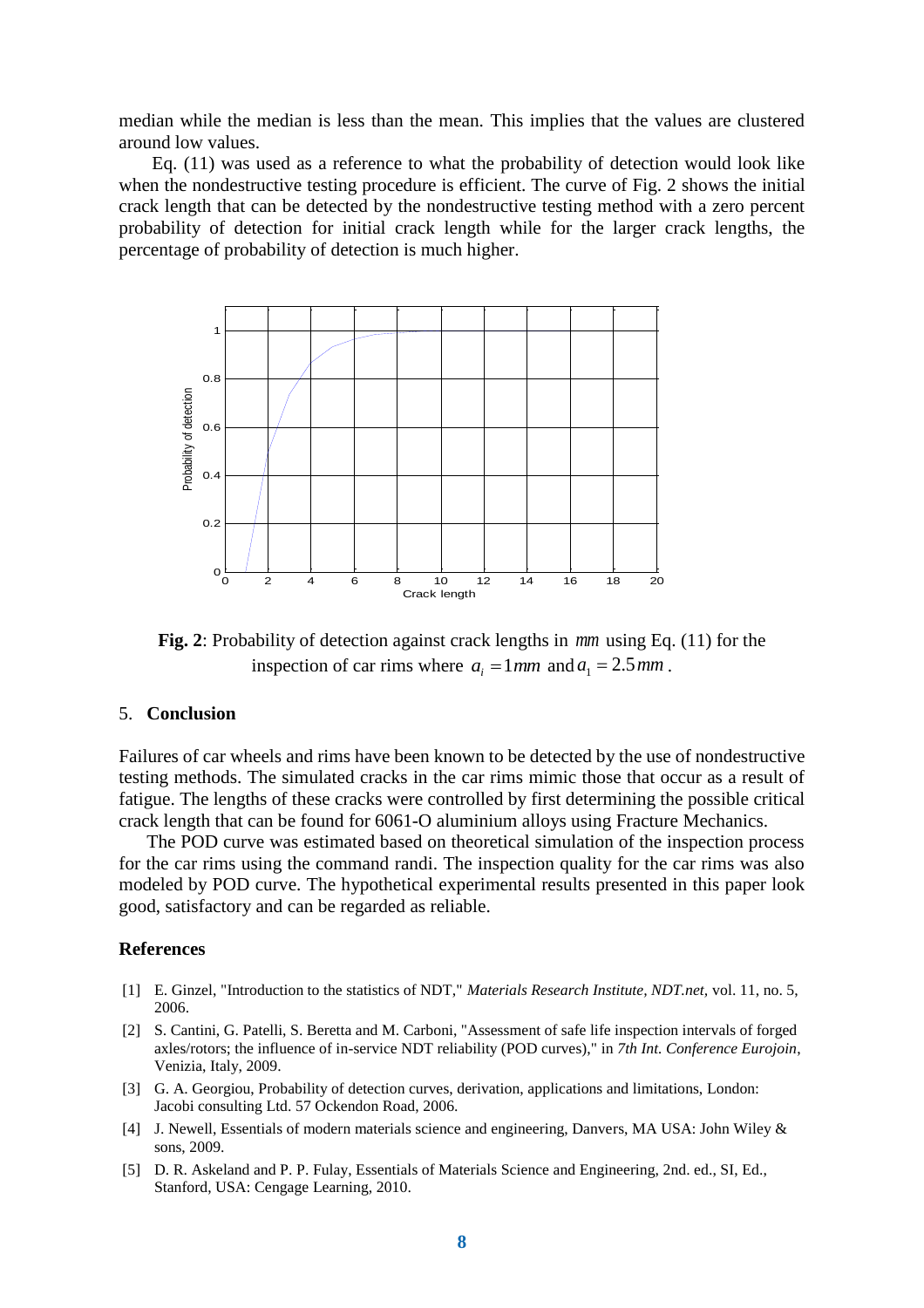median while the median is less than the mean. This implies that the values are clustered around low values.

Eq. (11) was used as a reference to what the probability of detection would look like when the nondestructive testing procedure is efficient. The curve of Fig. 2 shows the initial crack length that can be detected by the nondestructive testing method with a zero percent probability of detection for initial crack length while for the larger crack lengths, the percentage of probability of detection is much higher.

**Fig. 2**: Probability of detection against crack lengths in $mm$ using Eq. (11) for the inspection of car rims where $a_i = 1mm$ and $a_1 = 2.5mm$.

## 5. Conclusion

Failures of car wheels and rims have been known to be detected by the use of nondestructive testing methods. The simulated cracks in the car rims mimic those that occur as a result of fatigue. The lengths of these cracks were controlled by first determining the possible critical crack length that can be found for 6061-O aluminium alloys using Fracture Mechanics.

The POD curve was estimated based on theoretical simulation of the inspection process for the car rims using the command randi. The inspection quality for the car rims was also modeled by POD curve. The hypothetical experimental results presented in this paper look good, satisfactory and can be regarded as reliable.

### References

[1] E. Ginzel, "Introduction to the statistics of NDT," *Materials Research Institute, NDT.net*, vol. 11, no. 5, 2006.

[2] S. Cantini, G. Patelli, S. Beretta and M. Carboni, "Assessment of safe life inspection intervals of forged axles/rotors; the influence of in-service NDT reliability (POD curves)," in *7th Int. Conference Eurojoin*, Venizia, Italy, 2009.

[3] G. A. Georgiou, Probability of detection curves, derivation, applications and limitations, London: Jacobi consulting Ltd. 57 Ockendon Road, 2006.

[4] J. Newell, Essentials of modern materials science and engineering, Danvers, MA USA: John Wiley & sons, 2009.

[5] D. R. Askeland and P. P. Fulay, Essentials of Materials Science and Engineering, 2nd. ed., SI, Ed., Stanford, USA: Cengage Learning, 2010.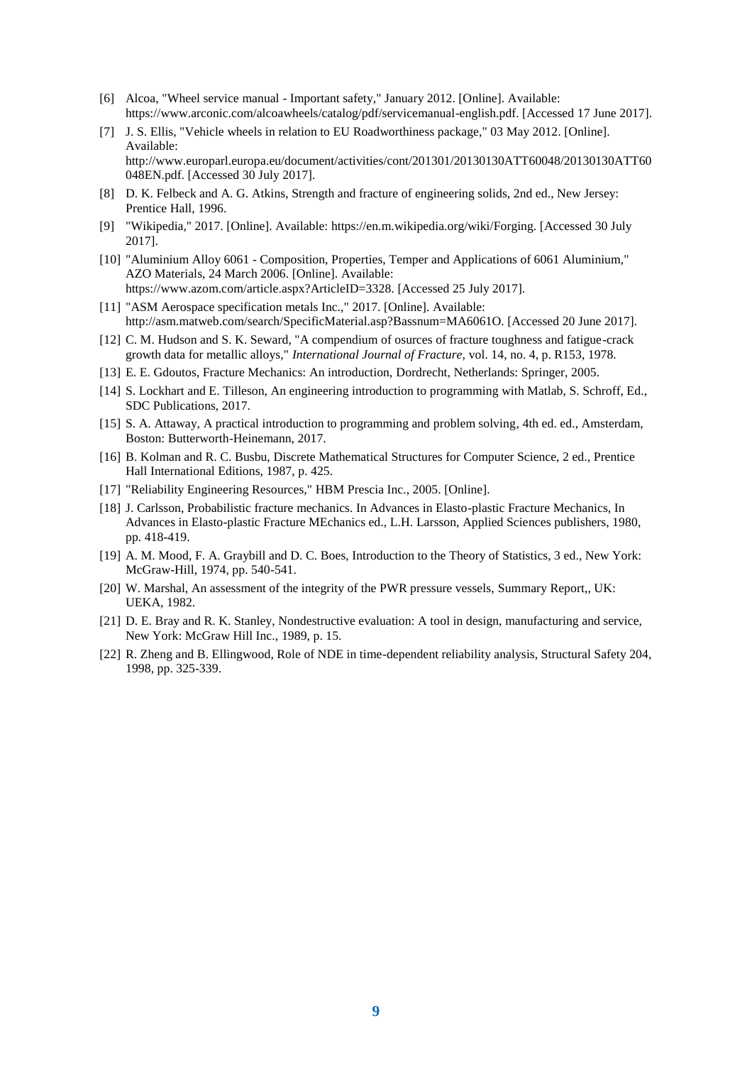[6] Alcoa, "Wheel service manual - Important safety," January 2012. [Online]. Available: https://www.arconic.com/alcoawheels/catalog/pdf/servicemanual-english.pdf. [Accessed 17 June 2017].

[7] J. S. Ellis, "Vehicle wheels in relation to EU Roadworthiness package," 03 May 2012. [Online]. Available: http://www.europarl.europa.eu/document/activities/cont/201301/20130130ATT60048/20130130ATT60048EN.pdf. [Accessed 30 July 2017].

[8] D. K. Felbeck and A. G. Atkins, Strength and fracture of engineering solids, 2nd ed., New Jersey: Prentice Hall, 1996.

[9] "Wikipedia," 2017. [Online]. Available: https://en.m.wikipedia.org/wiki/Forging. [Accessed 30 July 2017].

[10] "Aluminium Alloy 6061 - Composition, Properties, Temper and Applications of 6061 Aluminium," AZO Materials, 24 March 2006. [Online]. Available: https://www.azom.com/article.aspx?ArticleID=3328. [Accessed 25 July 2017].

[11] "ASM Aerospace specification metals Inc.," 2017. [Online]. Available: http://asm.matweb.com/search/SpecificMaterial.asp?Bassnum=MA6061O. [Accessed 20 June 2017].

[12] C. M. Hudson and S. K. Seward, "A compendium of osurces of fracture toughness and fatigue-crack growth data for metallic alloys," *International Journal of Fracture,* vol. 14, no. 4, p. R153, 1978.

[13] E. E. Gdoutos, Fracture Mechanics: An introduction, Dordrecht, Netherlands: Springer, 2005.

[14] S. Lockhart and E. Tilleson, An engineering introduction to programming with Matlab, S. Schroff, Ed., SDC Publications, 2017.

[15] S. A. Attaway, A practical introduction to programming and problem solving, 4th ed. ed., Amsterdam, Boston: Butterworth-Heinemann, 2017.

[16] B. Kolman and R. C. Busbu, Discrete Mathematical Structures for Computer Science, 2 ed., Prentice Hall International Editions, 1987, p. 425.

[17] "Reliability Engineering Resources," HBM Prescia Inc., 2005. [Online].

[18] J. Carlsson, Probabilistic fracture mechanics. In Advances in Elasto-plastic Fracture Mechanics, In Advances in Elasto-plastic Fracture MEchanics ed., L.H. Larsson, Applied Sciences publishers, 1980, pp. 418-419.

[19] A. M. Mood, F. A. Graybill and D. C. Boes, Introduction to the Theory of Statistics, 3 ed., New York: McGraw-Hill, 1974, pp. 540-541.

[20] W. Marshal, An assessment of the integrity of the PWR pressure vessels, Summary Report,, UK: UEKA, 1982.

[21] D. E. Bray and R. K. Stanley, Nondestructive evaluation: A tool in design, manufacturing and service, New York: McGraw Hill Inc., 1989, p. 15.

[22] R. Zheng and B. Ellingwood, Role of NDE in time-dependent reliability analysis, Structural Safety 204, 1998, pp. 325-339.